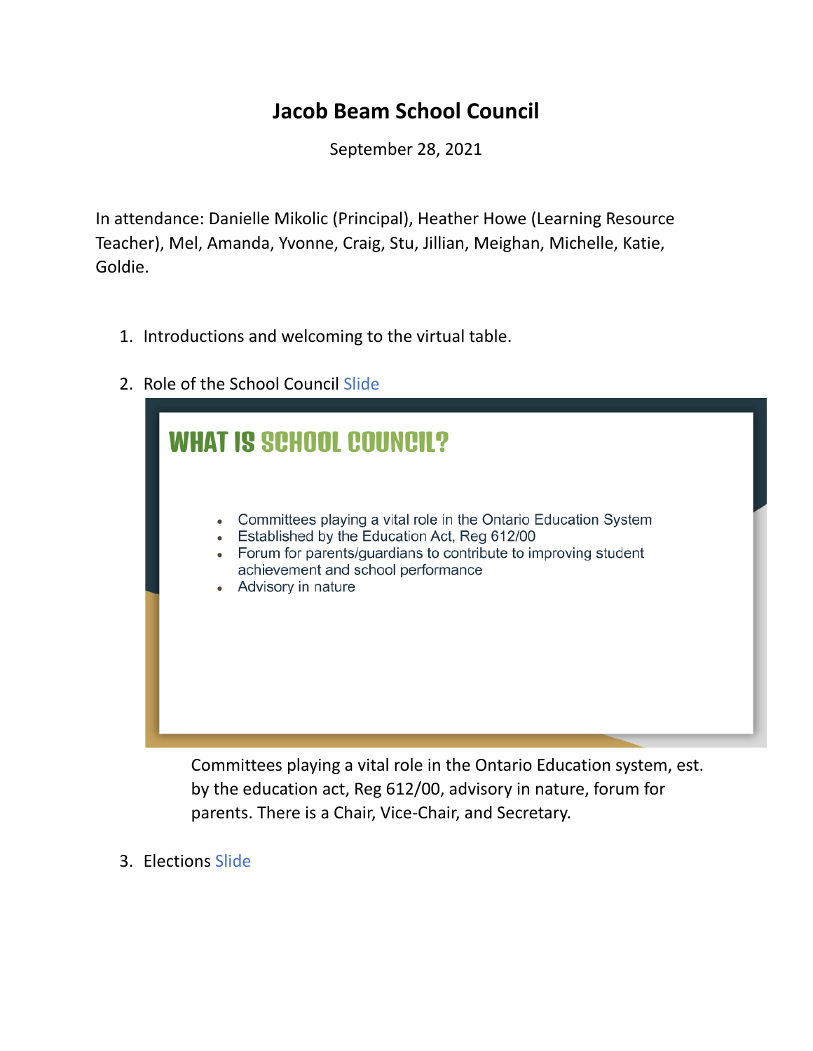# Jacob Beam School Council

September 28, 2021

In attendance: Danielle Mikolic (Principal), Heather Howe (Learning Resource Teacher), Mel, Amanda, Yvonne, Craig, Stu, Jillian, Meighan, Michelle, Katie, Goldie.

1. Introductions and welcoming to the virtual table.

2. Role of the School Council Slide

   **WHAT IS SCHOOL COUNCIL?**

   - Committees playing a vital role in the Ontario Education System
   - Established by the Education Act, Reg 612/00
   - Forum for parents/guardians to contribute to improving student achievement and school performance
   - Advisory in nature

   Committees playing a vital role in the Ontario Education system, est. by the education act, Reg 612/00, advisory in nature, forum for parents. There is a Chair, Vice-Chair, and Secretary.

3. Elections Slide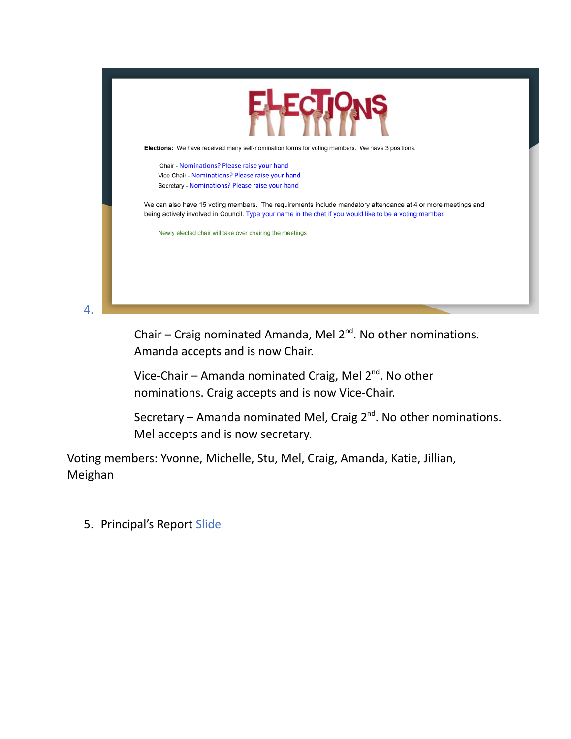4.

**ELECTIONS**

**Elections:** We have received many self-nomination forms for voting members. We have 3 positions.

Chair - Nominations? Please raise your hand
Vice Chair - Nominations? Please raise your hand
Secretary - Nominations? Please raise your hand

We can also have 15 voting members. The requirements include mandatory attendance at 4 or more meetings and being actively involved in Council. Type your name in the chat if you would like to be a voting member.

Newly elected chair will take over chairing the meetings

Chair – Craig nominated Amanda, Mel 2nd. No other nominations. Amanda accepts and is now Chair.

Vice-Chair – Amanda nominated Craig, Mel 2nd. No other nominations. Craig accepts and is now Vice-Chair.

Secretary – Amanda nominated Mel, Craig 2nd. No other nominations. Mel accepts and is now secretary.

Voting members: Yvonne, Michelle, Stu, Mel, Craig, Amanda, Katie, Jillian, Meighan

5. Principal's Report Slide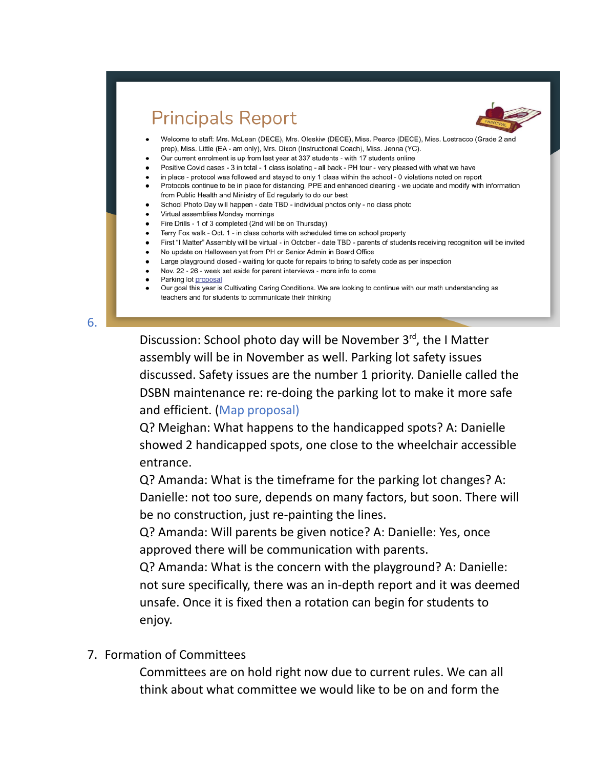6.

## Principals Report

- Welcome to staff: Mrs. McLean (DECE), Mrs. Oleskiw (DECE), Miss. Pearce (DECE), Miss. Lostracco (Grade 2 and prep), Miss. Little (EA - am only), Mrs. Dixon (Instructional Coach), Miss. Jenna (YC).
- Our current enrolment is up from last year at 337 students - with 17 students online
- Positive Covid cases - 3 in total - 1 class isolating - all back - PH tour - very pleased with what we have
- in place - protocol was followed and stayed to only 1 class within the school - 0 violations noted on report
- Protocols continue to be in place for distancing, PPE and enhanced cleaning - we update and modify with information from Public Health and Ministry of Ed regularly to do our best
- School Photo Day will happen - date TBD - individual photos only - no class photo
- Virtual assemblies Monday mornings
- Fire Drills - 1 of 3 completed (2nd will be on Thursday)
- Terry Fox walk - Oct. 1 - in class cohorts with scheduled time on school property
- First "I Matter" Assembly will be virtual - in October - date TBD - parents of students receiving recognition will be invited
- No update on Halloween yet from PH or Senior Admin in Board Office
- Large playground closed - waiting for quote for repairs to bring to safety code as per inspection
- Nov. 22 - 26 - week set aside for parent interviews - more info to come
- Parking lot proposal
- Our goal this year is Cultivating Caring Conditions. We are looking to continue with our math understanding as teachers and for students to communicate their thinking

Discussion: School photo day will be November 3rd, the I Matter assembly will be in November as well. Parking lot safety issues discussed. Safety issues are the number 1 priority. Danielle called the DSBN maintenance re: re-doing the parking lot to make it more safe and efficient. (Map proposal)

Q? Meighan: What happens to the handicapped spots? A: Danielle showed 2 handicapped spots, one close to the wheelchair accessible entrance.

Q? Amanda: What is the timeframe for the parking lot changes? A: Danielle: not too sure, depends on many factors, but soon. There will be no construction, just re-painting the lines.

Q? Amanda: Will parents be given notice? A: Danielle: Yes, once approved there will be communication with parents.

Q? Amanda: What is the concern with the playground? A: Danielle: not sure specifically, there was an in-depth report and it was deemed unsafe. Once it is fixed then a rotation can begin for students to enjoy.

7. Formation of Committees

Committees are on hold right now due to current rules. We can all think about what committee we would like to be on and form the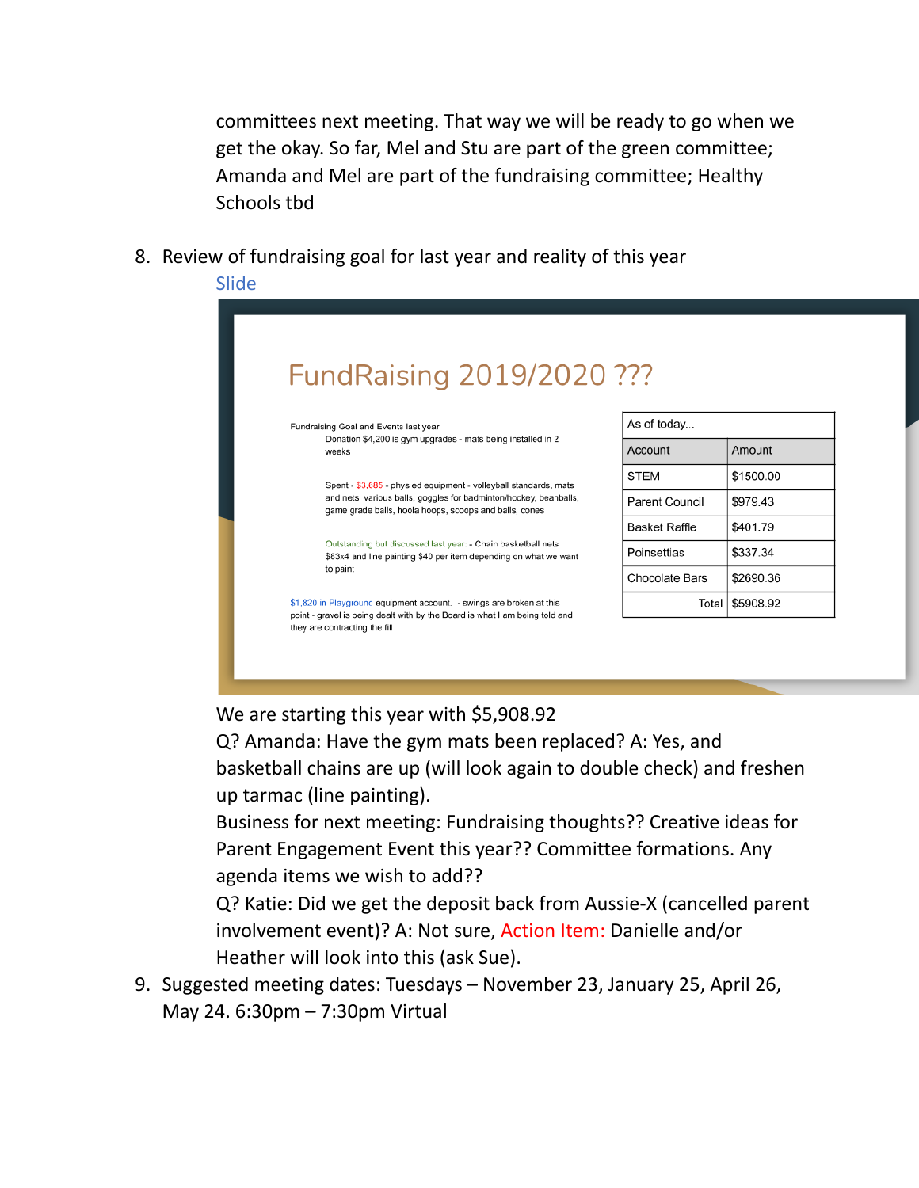committees next meeting. That way we will be ready to go when we get the okay. So far, Mel and Stu are part of the green committee; Amanda and Mel are part of the fundraising committee; Healthy Schools tbd

8. Review of fundraising goal for last year and reality of this year

   Slide

   FundRaising 2019/2020 ???

   Fundraising Goal and Events last year

   Donation $4,200 is gym upgrades - mats being installed in 2 weeks

   Spent - $3,685 - phys ed equipment - volleyball standards, mats and nets various balls, goggles for badminton/hockey, beanballs, game grade balls, hoola hoops, scoops and balls, cones

   Outstanding but discussed last year: - Chain basketball nets $83x4 and line painting $40 per item depending on what we want to paint

   $1,820 in Playground equipment account. - swings are broken at this point - gravel is being dealt with by the Board is what I am being told and they are contracting the fill

   | As of today... | |
   |---|---|
   | Account | Amount |
   | STEM | $1500.00 |
   | Parent Council | $979.43 |
   | Basket Raffle | $401.79 |
   | Poinsettias | $337.34 |
   | Chocolate Bars | $2690.36 |
   | Total | $5908.92 |

   We are starting this year with $5,908.92

   Q? Amanda: Have the gym mats been replaced? A: Yes, and basketball chains are up (will look again to double check) and freshen up tarmac (line painting).

   Business for next meeting: Fundraising thoughts?? Creative ideas for Parent Engagement Event this year?? Committee formations. Any agenda items we wish to add??

   Q? Katie: Did we get the deposit back from Aussie-X (cancelled parent involvement event)? A: Not sure, Action Item: Danielle and/or Heather will look into this (ask Sue).

9. Suggested meeting dates: Tuesdays – November 23, January 25, April 26, May 24. 6:30pm – 7:30pm Virtual